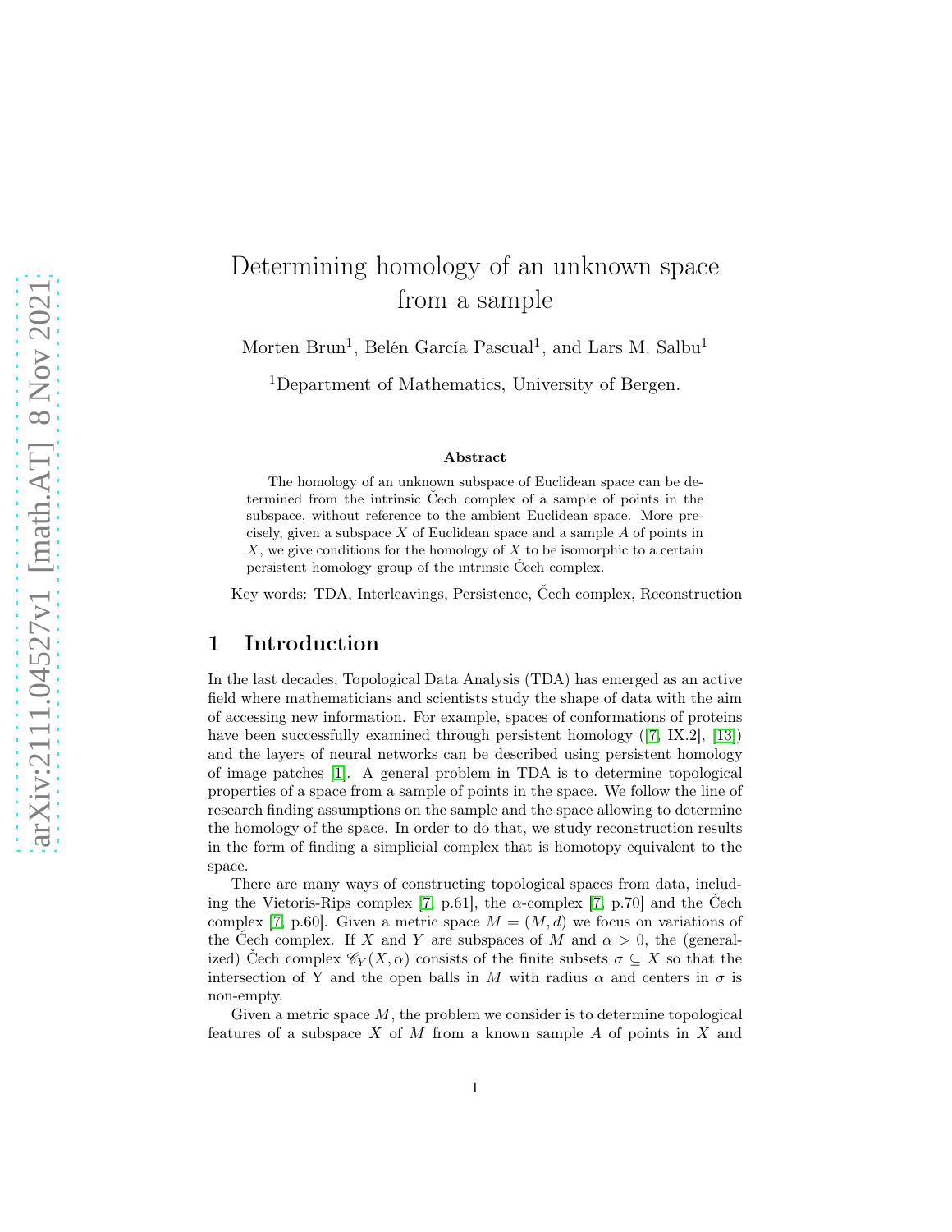# Determining homology of an unknown space from a sample

Morten Brun[1], Belén García Pascual[1], and Lars M. Salbu[1]

[1]Department of Mathematics, University of Bergen.

### Abstract

The homology of an unknown subspace of Euclidean space can be determined from the intrinsic Čech complex of a sample of points in the subspace, without reference to the ambient Euclidean space. More precisely, given a subspace $X$ of Euclidean space and a sample $A$ of points in $X$, we give conditions for the homology of $X$ to be isomorphic to a certain persistent homology group of the intrinsic Čech complex.

Key words: TDA, Interleavings, Persistence, Čech complex, Reconstruction

## 1 Introduction

In the last decades, Topological Data Analysis (TDA) has emerged as an active field where mathematicians and scientists study the shape of data with the aim of accessing new information. For example, spaces of conformations of proteins have been successfully examined through persistent homology ([7, IX.2], [13]) and the layers of neural networks can be described using persistent homology of image patches [1]. A general problem in TDA is to determine topological properties of a space from a sample of points in the space. We follow the line of research finding assumptions on the sample and the space allowing to determine the homology of the space. In order to do that, we study reconstruction results in the form of finding a simplicial complex that is homotopy equivalent to the space.

There are many ways of constructing topological spaces from data, including the Vietoris-Rips complex [7, p.61], the $\alpha$-complex [7, p.70] and the Čech complex [7, p.60]. Given a metric space $M = (M, d)$ we focus on variations of the Čech complex. If $X$ and $Y$ are subspaces of $M$ and $\alpha > 0$, the (generalized) Čech complex $\mathscr{C}_Y(X, \alpha)$ consists of the finite subsets $\sigma \subseteq X$ so that the intersection of Y and the open balls in $M$ with radius $\alpha$ and centers in $\sigma$ is non-empty.

Given a metric space $M$, the problem we consider is to determine topological features of a subspace $X$ of $M$ from a known sample $A$ of points in $X$ and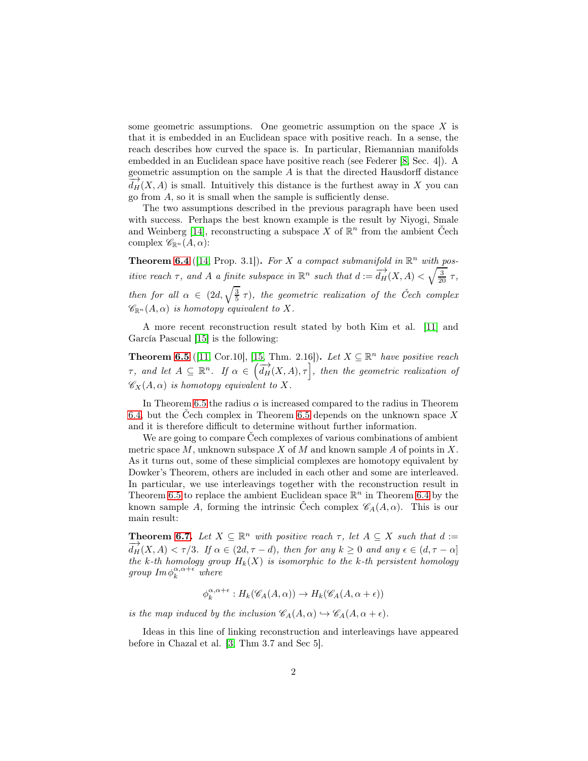some geometric assumptions. One geometric assumption on the space $X$ is that it is embedded in an Euclidean space with positive reach. In a sense, the reach describes how curved the space is. In particular, Riemannian manifolds embedded in an Euclidean space have positive reach (see Federer [8, Sec. 4]). A geometric assumption on the sample $A$ is that the directed Hausdorff distance $\overrightarrow{d_H}(X, A)$ is small. Intuitively this distance is the furthest away in $X$ you can go from $A$, so it is small when the sample is sufficiently dense.

The two assumptions described in the previous paragraph have been used with success. Perhaps the best known example is the result by Niyogi, Smale and Weinberg [14], reconstructing a subspace $X$ of $\mathbb{R}^n$ from the ambient Čech complex $\mathscr{C}_{\mathbb{R}^n}(A, \alpha)$:

**Theorem 6.4** ([14, Prop. 3.1]). *For $X$ a compact submanifold in $\mathbb{R}^n$ with positive reach $\tau$, and $A$ a finite subspace in $\mathbb{R}^n$ such that $d := \overrightarrow{d_H}(X, A) < \sqrt{\frac{3}{20}}\,\tau$, then for all $\alpha \in (2d, \sqrt{\frac{3}{5}}\,\tau)$, the geometric realization of the Čech complex $\mathscr{C}_{\mathbb{R}^n}(A, \alpha)$ is homotopy equivalent to $X$.*

A more recent reconstruction result stated by both Kim et al. [11] and García Pascual [15] is the following:

**Theorem 6.5** ([11, Cor.10], [15, Thm. 2.16]). *Let $X \subseteq \mathbb{R}^n$ have positive reach $\tau$, and let $A \subseteq \mathbb{R}^n$. If $\alpha \in \left(\overrightarrow{d_H}(X, A), \tau\right]$, then the geometric realization of $\mathscr{C}_X(A, \alpha)$ is homotopy equivalent to $X$.*

In Theorem 6.5 the radius $\alpha$ is increased compared to the radius in Theorem 6.4, but the Čech complex in Theorem 6.5 depends on the unknown space $X$ and it is therefore difficult to determine without further information.

We are going to compare Čech complexes of various combinations of ambient metric space $M$, unknown subspace $X$ of $M$ and known sample $A$ of points in $X$. As it turns out, some of these simplicial complexes are homotopy equivalent by Dowker's Theorem, others are included in each other and some are interleaved. In particular, we use interleavings together with the reconstruction result in Theorem 6.5 to replace the ambient Euclidean space $\mathbb{R}^n$ in Theorem 6.4 by the known sample $A$, forming the intrinsic Čech complex $\mathscr{C}_A(A, \alpha)$. This is our main result:

**Theorem 6.7.** *Let $X \subseteq \mathbb{R}^n$ with positive reach $\tau$, let $A \subseteq X$ such that $d := \overrightarrow{d_H}(X, A) < \tau/3$. If $\alpha \in (2d, \tau - d)$, then for any $k \geq 0$ and any $\epsilon \in (d, \tau - \alpha]$ the $k$-th homology group $H_k(X)$ is isomorphic to the $k$-th persistent homology group $\mathrm{Im}\, \phi_k^{\alpha, \alpha+\epsilon}$ where*

$$\phi_k^{\alpha, \alpha+\epsilon} : H_k(\mathscr{C}_A(A, \alpha)) \to H_k(\mathscr{C}_A(A, \alpha + \epsilon))$$

*is the map induced by the inclusion $\mathscr{C}_A(A, \alpha) \hookrightarrow \mathscr{C}_A(A, \alpha + \epsilon)$.*

Ideas in this line of linking reconstruction and interleavings have appeared before in Chazal et al. [3, Thm 3.7 and Sec 5].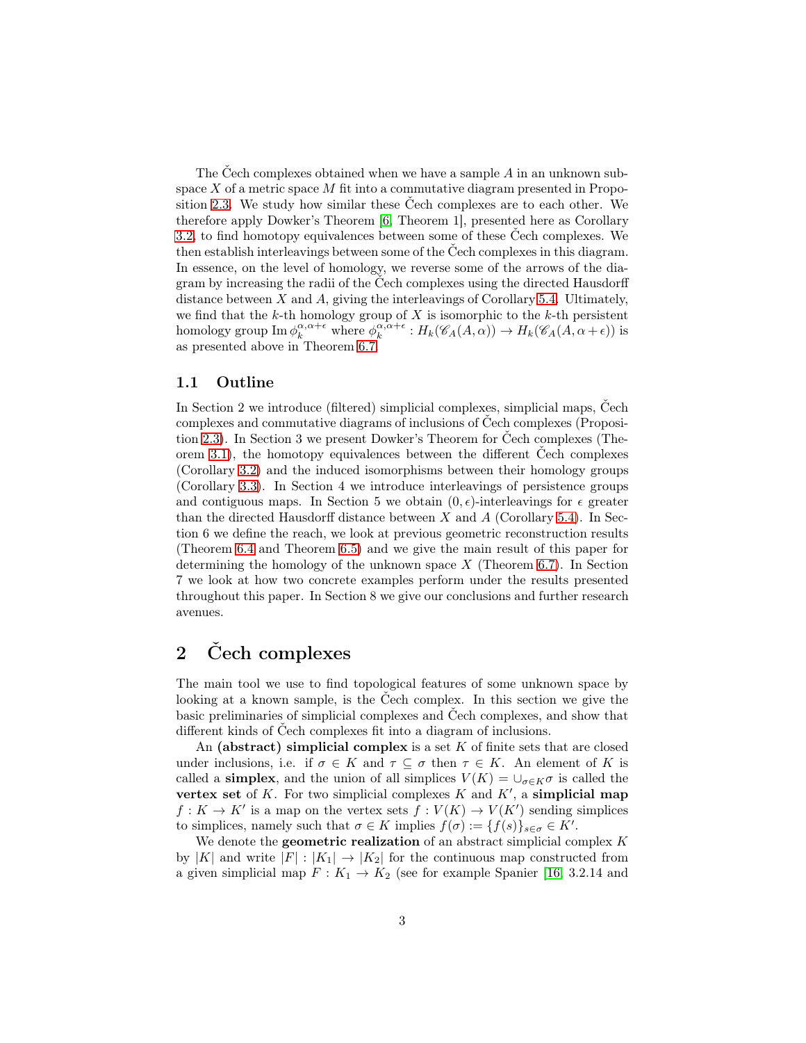The Čech complexes obtained when we have a sample $A$ in an unknown subspace $X$ of a metric space $M$ fit into a commutative diagram presented in Proposition 2.3. We study how similar these Čech complexes are to each other. We therefore apply Dowker's Theorem [6, Theorem 1], presented here as Corollary 3.2, to find homotopy equivalences between some of these Čech complexes. We then establish interleavings between some of the Čech complexes in this diagram. In essence, on the level of homology, we reverse some of the arrows of the diagram by increasing the radii of the Čech complexes using the directed Hausdorff distance between $X$ and $A$, giving the interleavings of Corollary 5.4. Ultimately, we find that the $k$-th homology group of $X$ is isomorphic to the $k$-th persistent homology group $\operatorname{Im} \phi_k^{\alpha,\alpha+\epsilon}$ where $\phi_k^{\alpha,\alpha+\epsilon} : H_k(\mathscr{C}_A(A,\alpha)) \to H_k(\mathscr{C}_A(A,\alpha+\epsilon))$ is as presented above in Theorem 6.7.

### 1.1 Outline

In Section 2 we introduce (filtered) simplicial complexes, simplicial maps, Čech complexes and commutative diagrams of inclusions of Čech complexes (Proposition 2.3). In Section 3 we present Dowker's Theorem for Čech complexes (Theorem 3.1), the homotopy equivalences between the different Čech complexes (Corollary 3.2) and the induced isomorphisms between their homology groups (Corollary 3.3). In Section 4 we introduce interleavings of persistence groups and contiguous maps. In Section 5 we obtain $(0, \epsilon)$-interleavings for $\epsilon$ greater than the directed Hausdorff distance between $X$ and $A$ (Corollary 5.4). In Section 6 we define the reach, we look at previous geometric reconstruction results (Theorem 6.4 and Theorem 6.5) and we give the main result of this paper for determining the homology of the unknown space $X$ (Theorem 6.7). In Section 7 we look at how two concrete examples perform under the results presented throughout this paper. In Section 8 we give our conclusions and further research avenues.

## 2 Čech complexes

The main tool we use to find topological features of some unknown space by looking at a known sample, is the Čech complex. In this section we give the basic preliminaries of simplicial complexes and Čech complexes, and show that different kinds of Čech complexes fit into a diagram of inclusions.

An **(abstract) simplicial complex** is a set $K$ of finite sets that are closed under inclusions, i.e. if $\sigma \in K$ and $\tau \subseteq \sigma$ then $\tau \in K$. An element of $K$ is called a **simplex**, and the union of all simplices $V(K) = \cup_{\sigma \in K} \sigma$ is called the **vertex set** of $K$. For two simplicial complexes $K$ and $K'$, a **simplicial map** $f : K \to K'$ is a map on the vertex sets $f : V(K) \to V(K')$ sending simplices to simplices, namely such that $\sigma \in K$ implies $f(\sigma) := \{f(s)\}_{s \in \sigma} \in K'$.

We denote the **geometric realization** of an abstract simplicial complex $K$ by $|K|$ and write $|F| : |K_1| \to |K_2|$ for the continuous map constructed from a given simplicial map $F : K_1 \to K_2$ (see for example Spanier [16, 3.2.14 and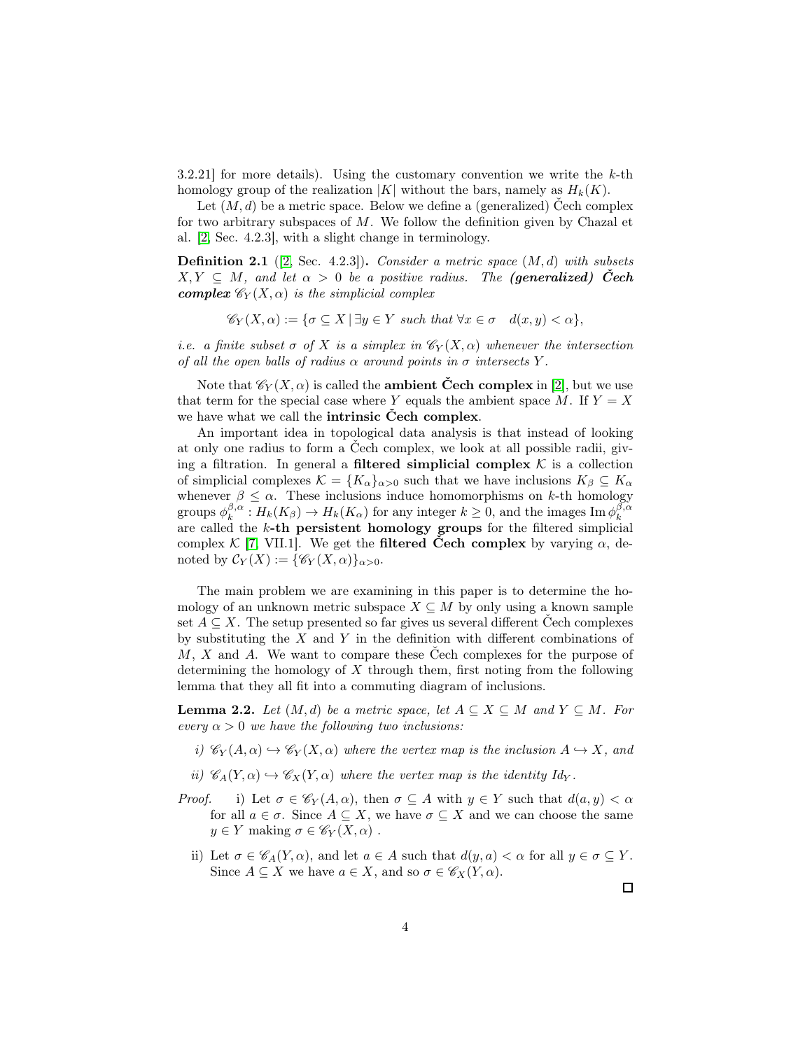3.2.21] for more details). Using the customary convention we write the $k$-th homology group of the realization $|K|$ without the bars, namely as $H_k(K)$.

Let $(M, d)$ be a metric space. Below we define a (generalized) Čech complex for two arbitrary subspaces of $M$. We follow the definition given by Chazal et al. [2, Sec. 4.2.3], with a slight change in terminology.

**Definition 2.1** ([2, Sec. 4.2.3])**.** *Consider a metric space $(M, d)$ with subsets $X, Y \subseteq M$, and let $\alpha > 0$ be a positive radius. The* ***(generalized) Čech complex*** *$\mathscr{C}_Y(X, \alpha)$ is the simplicial complex*

$$\mathscr{C}_Y(X, \alpha) := \{\sigma \subseteq X \mid \exists y \in Y \text{ such that } \forall x \in \sigma \quad d(x, y) < \alpha\},$$

*i.e. a finite subset $\sigma$ of $X$ is a simplex in $\mathscr{C}_Y(X, \alpha)$ whenever the intersection of all the open balls of radius $\alpha$ around points in $\sigma$ intersects $Y$.*

Note that $\mathscr{C}_Y(X, \alpha)$ is called the **ambient Čech complex** in [2], but we use that term for the special case where $Y$ equals the ambient space $M$. If $Y = X$ we have what we call the **intrinsic Čech complex**.

An important idea in topological data analysis is that instead of looking at only one radius to form a Čech complex, we look at all possible radii, giving a filtration. In general a **filtered simplicial complex** $\mathcal{K}$ is a collection of simplicial complexes $\mathcal{K} = \{K_\alpha\}_{\alpha>0}$ such that we have inclusions $K_\beta \subseteq K_\alpha$ whenever $\beta \leq \alpha$. These inclusions induce homomorphisms on $k$-th homology groups $\phi_k^{\beta,\alpha} : H_k(K_\beta) \to H_k(K_\alpha)$ for any integer $k \geq 0$, and the images $\operatorname{Im} \phi_k^{\beta,\alpha}$ are called the **$k$-th persistent homology groups** for the filtered simplicial complex $\mathcal{K}$ [7, VII.1]. We get the **filtered Čech complex** by varying $\alpha$, denoted by $\mathcal{C}_Y(X) := \{\mathscr{C}_Y(X, \alpha)\}_{\alpha>0}$.

The main problem we are examining in this paper is to determine the homology of an unknown metric subspace $X \subseteq M$ by only using a known sample set $A \subseteq X$. The setup presented so far gives us several different Čech complexes by substituting the $X$ and $Y$ in the definition with different combinations of $M$, $X$ and $A$. We want to compare these Čech complexes for the purpose of determining the homology of $X$ through them, first noting from the following lemma that they all fit into a commuting diagram of inclusions.

**Lemma 2.2.** *Let $(M, d)$ be a metric space, let $A \subseteq X \subseteq M$ and $Y \subseteq M$. For every $\alpha > 0$ we have the following two inclusions:*

*i) $\mathscr{C}_Y(A, \alpha) \hookrightarrow \mathscr{C}_Y(X, \alpha)$ where the vertex map is the inclusion $A \hookrightarrow X$, and*

*ii) $\mathscr{C}_A(Y, \alpha) \hookrightarrow \mathscr{C}_X(Y, \alpha)$ where the vertex map is the identity $Id_Y$.*

*Proof.*

i) Let $\sigma \in \mathscr{C}_Y(A, \alpha)$, then $\sigma \subseteq A$ with $y \in Y$ such that $d(a, y) < \alpha$ for all $a \in \sigma$. Since $A \subseteq X$, we have $\sigma \subseteq X$ and we can choose the same $y \in Y$ making $\sigma \in \mathscr{C}_Y(X, \alpha)$ .

ii) Let $\sigma \in \mathscr{C}_A(Y, \alpha)$, and let $a \in A$ such that $d(y, a) < \alpha$ for all $y \in \sigma \subseteq Y$. Since $A \subseteq X$ we have $a \in X$, and so $\sigma \in \mathscr{C}_X(Y, \alpha)$.

□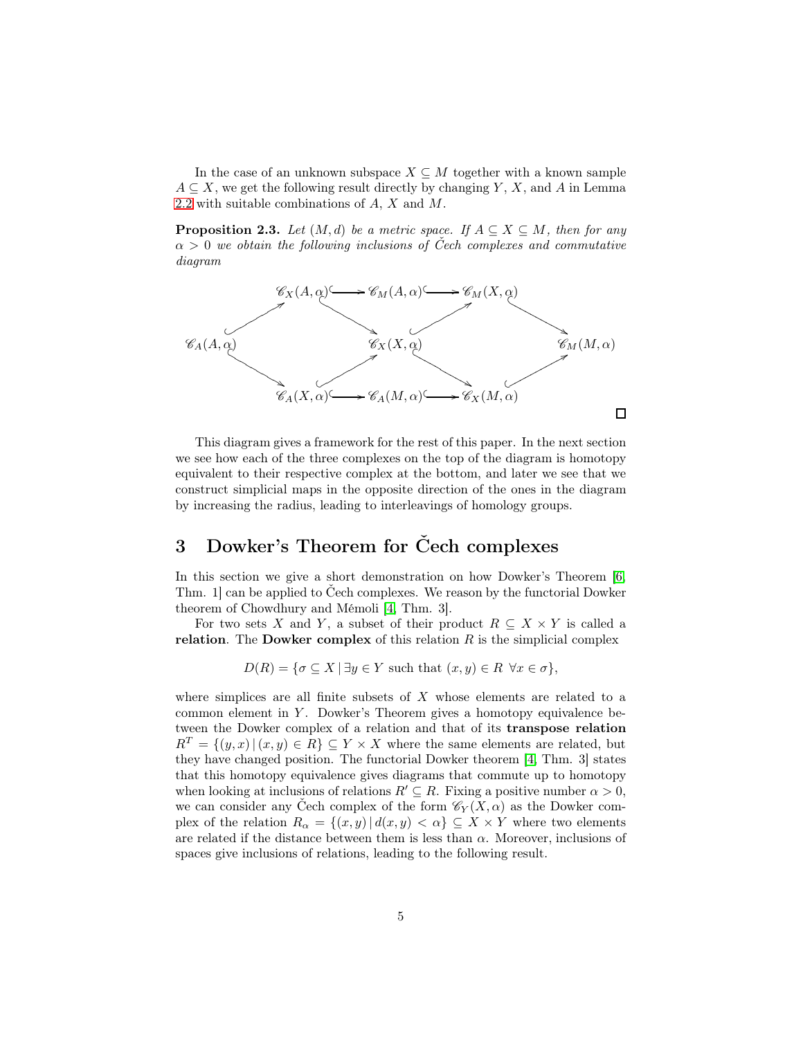In the case of an unknown subspace $X \subseteq M$ together with a known sample $A \subseteq X$, we get the following result directly by changing $Y$, $X$, and $A$ in Lemma 2.2 with suitable combinations of $A$, $X$ and $M$.

**Proposition 2.3.** *Let $(M, d)$ be a metric space. If $A \subseteq X \subseteq M$, then for any $\alpha > 0$ we obtain the following inclusions of Čech complexes and commutative diagram*

$$
\begin{array}{ccccccc}
 & \mathscr{C}_X(A,\alpha) & \hookrightarrow & \mathscr{C}_M(A,\alpha) & \hookrightarrow & \mathscr{C}_M(X,\alpha) & \\
\nearrow & & \searrow & & \nearrow & & \searrow \\
\mathscr{C}_A(A,\alpha) & & & \mathscr{C}_X(X,\alpha) & & & \mathscr{C}_M(M,\alpha) \\
\searrow & & \nearrow & & \searrow & & \nearrow \\
 & \mathscr{C}_A(X,\alpha) & \hookrightarrow & \mathscr{C}_A(M,\alpha) & \hookrightarrow & \mathscr{C}_X(M,\alpha) &
\end{array}
$$

$\square$

This diagram gives a framework for the rest of this paper. In the next section we see how each of the three complexes on the top of the diagram is homotopy equivalent to their respective complex at the bottom, and later we see that we construct simplicial maps in the opposite direction of the ones in the diagram by increasing the radius, leading to interleavings of homology groups.

# 3 Dowker's Theorem for Čech complexes

In this section we give a short demonstration on how Dowker's Theorem [6, Thm. 1] can be applied to Čech complexes. We reason by the functorial Dowker theorem of Chowdhury and Mémoli [4, Thm. 3].

For two sets $X$ and $Y$, a subset of their product $R \subseteq X \times Y$ is called a **relation**. The **Dowker complex** of this relation $R$ is the simplicial complex

$$D(R) = \{\sigma \subseteq X \mid \exists y \in Y \text{ such that } (x, y) \in R \;\; \forall x \in \sigma\},$$

where simplices are all finite subsets of $X$ whose elements are related to a common element in $Y$. Dowker's Theorem gives a homotopy equivalence between the Dowker complex of a relation and that of its **transpose relation** $R^T = \{(y, x) \mid (x, y) \in R\} \subseteq Y \times X$ where the same elements are related, but they have changed position. The functorial Dowker theorem [4, Thm. 3] states that this homotopy equivalence gives diagrams that commute up to homotopy when looking at inclusions of relations $R' \subseteq R$. Fixing a positive number $\alpha > 0$, we can consider any Čech complex of the form $\mathscr{C}_Y(X, \alpha)$ as the Dowker complex of the relation $R_\alpha = \{(x, y) \mid d(x, y) < \alpha\} \subseteq X \times Y$ where two elements are related if the distance between them is less than $\alpha$. Moreover, inclusions of spaces give inclusions of relations, leading to the following result.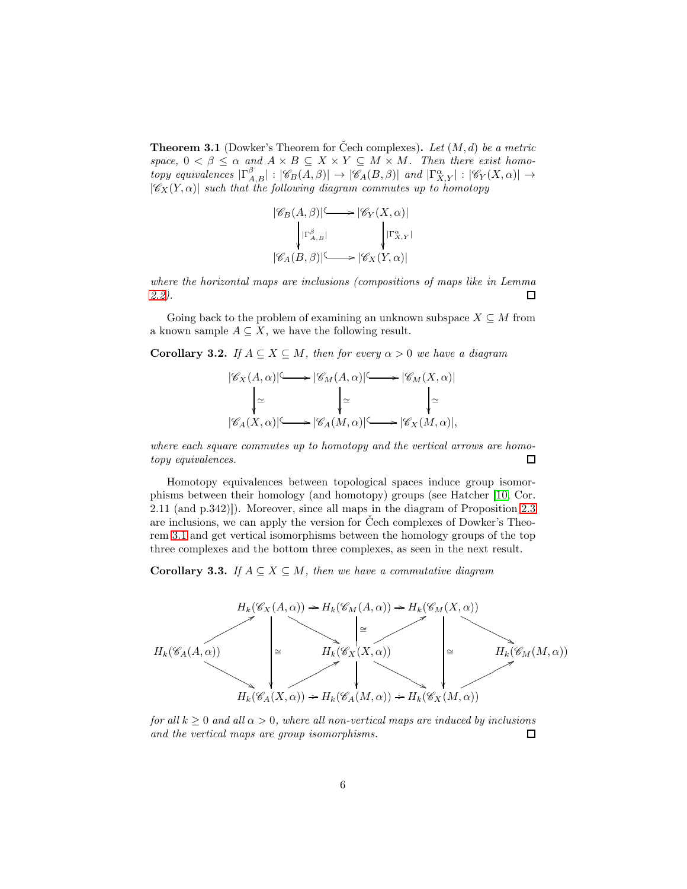**Theorem 3.1** (Dowker's Theorem for Čech complexes)**.** *Let $(M, d)$ be a metric space, $0 < \beta \leq \alpha$ and $A \times B \subseteq X \times Y \subseteq M \times M$. Then there exist homotopy equivalences $|\Gamma^{\beta}_{A,B}| : |\mathscr{C}_B(A, \beta)| \to |\mathscr{C}_A(B, \beta)|$ and $|\Gamma^{\alpha}_{X,Y}| : |\mathscr{C}_Y(X, \alpha)| \to |\mathscr{C}_X(Y, \alpha)|$ such that the following diagram commutes up to homotopy*

$$\begin{array}{ccc}
|\mathscr{C}_B(A,\beta)| & \hookrightarrow & |\mathscr{C}_Y(X,\alpha)| \\
\downarrow {\scriptstyle |\Gamma^{\beta}_{A,B}|} & & \downarrow {\scriptstyle |\Gamma^{\alpha}_{X,Y}|} \\
|\mathscr{C}_A(B,\beta)| & \hookrightarrow & |\mathscr{C}_X(Y,\alpha)|
\end{array}$$

*where the horizontal maps are inclusions (compositions of maps like in Lemma 2.2).* □

Going back to the problem of examining an unknown subspace $X \subseteq M$ from a known sample $A \subseteq X$, we have the following result.

**Corollary 3.2.** *If $A \subseteq X \subseteq M$, then for every $\alpha > 0$ we have a diagram*

$$\begin{array}{ccccc}
|\mathscr{C}_X(A,\alpha)| & \hookrightarrow & |\mathscr{C}_M(A,\alpha)| & \hookrightarrow & |\mathscr{C}_M(X,\alpha)| \\
\downarrow \simeq & & \downarrow \simeq & & \downarrow \simeq \\
|\mathscr{C}_A(X,\alpha)| & \hookrightarrow & |\mathscr{C}_A(M,\alpha)| & \hookrightarrow & |\mathscr{C}_X(M,\alpha)|,
\end{array}$$

*where each square commutes up to homotopy and the vertical arrows are homotopy equivalences.* □

Homotopy equivalences between topological spaces induce group isomorphisms between their homology (and homotopy) groups (see Hatcher [10, Cor. 2.11 (and p.342)]). Moreover, since all maps in the diagram of Proposition 2.3 are inclusions, we can apply the version for Čech complexes of Dowker's Theorem 3.1 and get vertical isomorphisms between the homology groups of the top three complexes and the bottom three complexes, as seen in the next result.

**Corollary 3.3.** *If $A \subseteq X \subseteq M$, then we have a commutative diagram*

$$\begin{array}{ccccccccc}
 & & H_k(\mathscr{C}_X(A,\alpha)) & \to & H_k(\mathscr{C}_M(A,\alpha)) & \to & H_k(\mathscr{C}_M(X,\alpha)) & & \\
 & \nearrow & \downarrow \cong & \searrow & \downarrow \cong & \nearrow & \downarrow \cong & \searrow & \\
H_k(\mathscr{C}_A(A,\alpha)) & & & & H_k(\mathscr{C}_X(X,\alpha)) & & & & H_k(\mathscr{C}_M(M,\alpha)) \\
 & \searrow & & \nearrow & \downarrow & \searrow & & \nearrow & \\
 & & H_k(\mathscr{C}_A(X,\alpha)) & \to & H_k(\mathscr{C}_A(M,\alpha)) & \to & H_k(\mathscr{C}_X(M,\alpha)) & &
\end{array}$$

*for all $k \geq 0$ and all $\alpha > 0$, where all non-vertical maps are induced by inclusions and the vertical maps are group isomorphisms.* □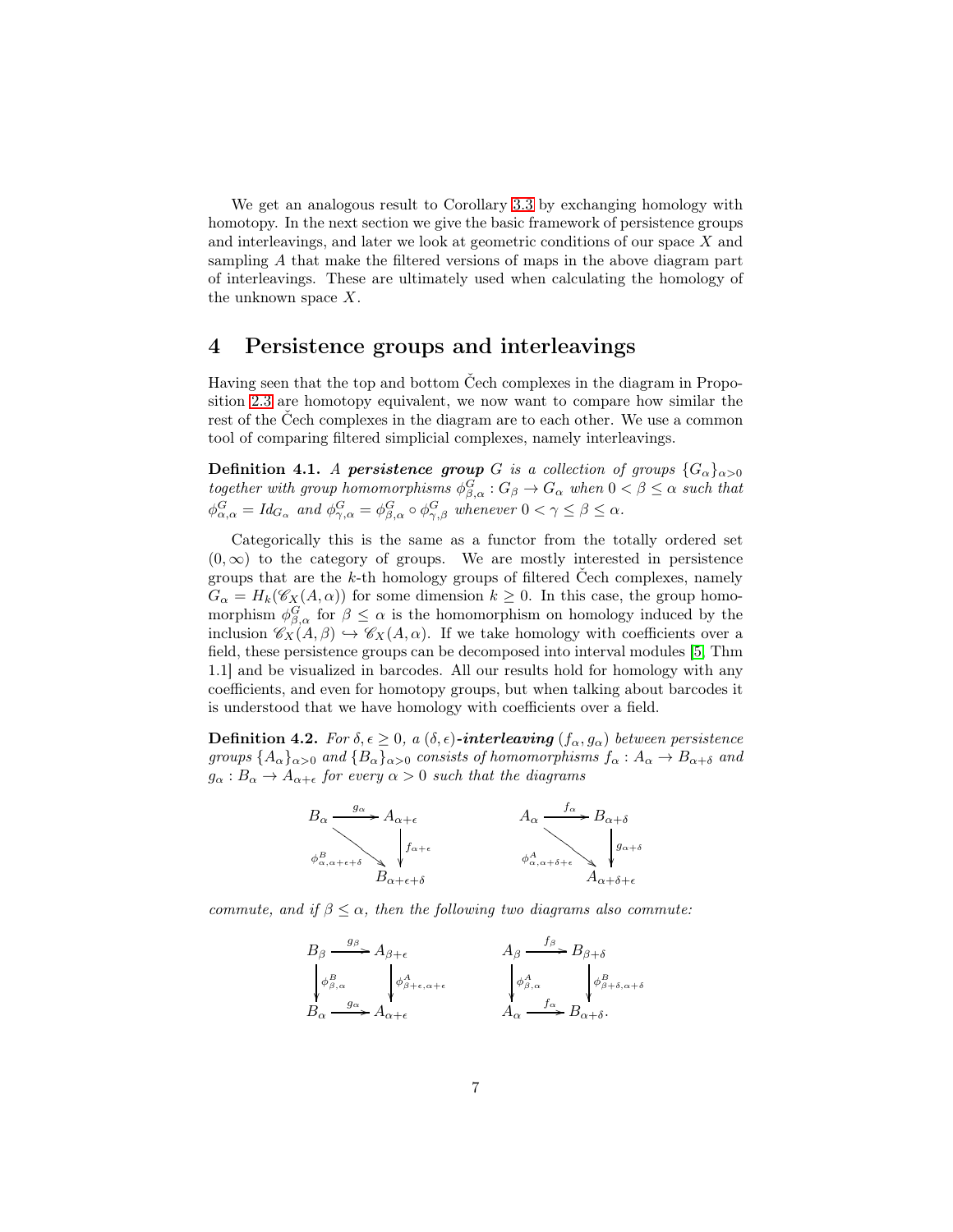We get an analogous result to Corollary 3.3 by exchanging homology with homotopy. In the next section we give the basic framework of persistence groups and interleavings, and later we look at geometric conditions of our space $X$ and sampling $A$ that make the filtered versions of maps in the above diagram part of interleavings. These are ultimately used when calculating the homology of the unknown space $X$.

# 4 Persistence groups and interleavings

Having seen that the top and bottom Čech complexes in the diagram in Proposition 2.3 are homotopy equivalent, we now want to compare how similar the rest of the Čech complexes in the diagram are to each other. We use a common tool of comparing filtered simplicial complexes, namely interleavings.

**Definition 4.1.** *A* ***persistence group*** *$G$ is a collection of groups $\{G_\alpha\}_{\alpha>0}$ together with group homomorphisms $\phi^G_{\beta,\alpha} : G_\beta \to G_\alpha$ when $0 < \beta \le \alpha$ such that $\phi^G_{\alpha,\alpha} = Id_{G_\alpha}$ and $\phi^G_{\gamma,\alpha} = \phi^G_{\beta,\alpha} \circ \phi^G_{\gamma,\beta}$ whenever $0 < \gamma \le \beta \le \alpha$.*

Categorically this is the same as a functor from the totally ordered set $(0, \infty)$ to the category of groups. We are mostly interested in persistence groups that are the $k$-th homology groups of filtered Čech complexes, namely $G_\alpha = H_k(\mathscr{C}_X(A, \alpha))$ for some dimension $k \ge 0$. In this case, the group homomorphism $\phi^G_{\beta,\alpha}$ for $\beta \le \alpha$ is the homomorphism on homology induced by the inclusion $\mathscr{C}_X(A, \beta) \hookrightarrow \mathscr{C}_X(A, \alpha)$. If we take homology with coefficients over a field, these persistence groups can be decomposed into interval modules [5, Thm 1.1] and be visualized in barcodes. All our results hold for homology with any coefficients, and even for homotopy groups, but when talking about barcodes it is understood that we have homology with coefficients over a field.

**Definition 4.2.** *For $\delta, \epsilon \ge 0$, a $(\delta, \epsilon)$-**interleaving** $(f_\alpha, g_\alpha)$ between persistence groups $\{A_\alpha\}_{\alpha>0}$ and $\{B_\alpha\}_{\alpha>0}$ consists of homomorphisms $f_\alpha : A_\alpha \to B_{\alpha+\delta}$ and $g_\alpha : B_\alpha \to A_{\alpha+\epsilon}$ for every $\alpha > 0$ such that the diagrams*

$$
\begin{array}{ccc}
B_\alpha & \xrightarrow{g_\alpha} & A_{\alpha+\epsilon} \\
& \searrow^{\phi^B_{\alpha,\alpha+\epsilon+\delta}} & \downarrow f_{\alpha+\epsilon} \\
& & B_{\alpha+\epsilon+\delta}
\end{array}
\qquad\qquad
\begin{array}{ccc}
A_\alpha & \xrightarrow{f_\alpha} & B_{\alpha+\delta} \\
& \searrow^{\phi^A_{\alpha,\alpha+\delta+\epsilon}} & \downarrow g_{\alpha+\delta} \\
& & A_{\alpha+\delta+\epsilon}
\end{array}
$$

*commute, and if $\beta \le \alpha$, then the following two diagrams also commute:*

$$
\begin{array}{ccc}
B_\beta & \xrightarrow{g_\beta} & A_{\beta+\epsilon} \\
\downarrow \phi^B_{\beta,\alpha} & & \downarrow \phi^A_{\beta+\epsilon,\alpha+\epsilon} \\
B_\alpha & \xrightarrow{g_\alpha} & A_{\alpha+\epsilon}
\end{array}
\qquad\qquad
\begin{array}{ccc}
A_\beta & \xrightarrow{f_\beta} & B_{\beta+\delta} \\
\downarrow \phi^A_{\beta,\alpha} & & \downarrow \phi^B_{\beta+\delta,\alpha+\delta} \\
A_\alpha & \xrightarrow{f_\alpha} & B_{\alpha+\delta}.
\end{array}
$$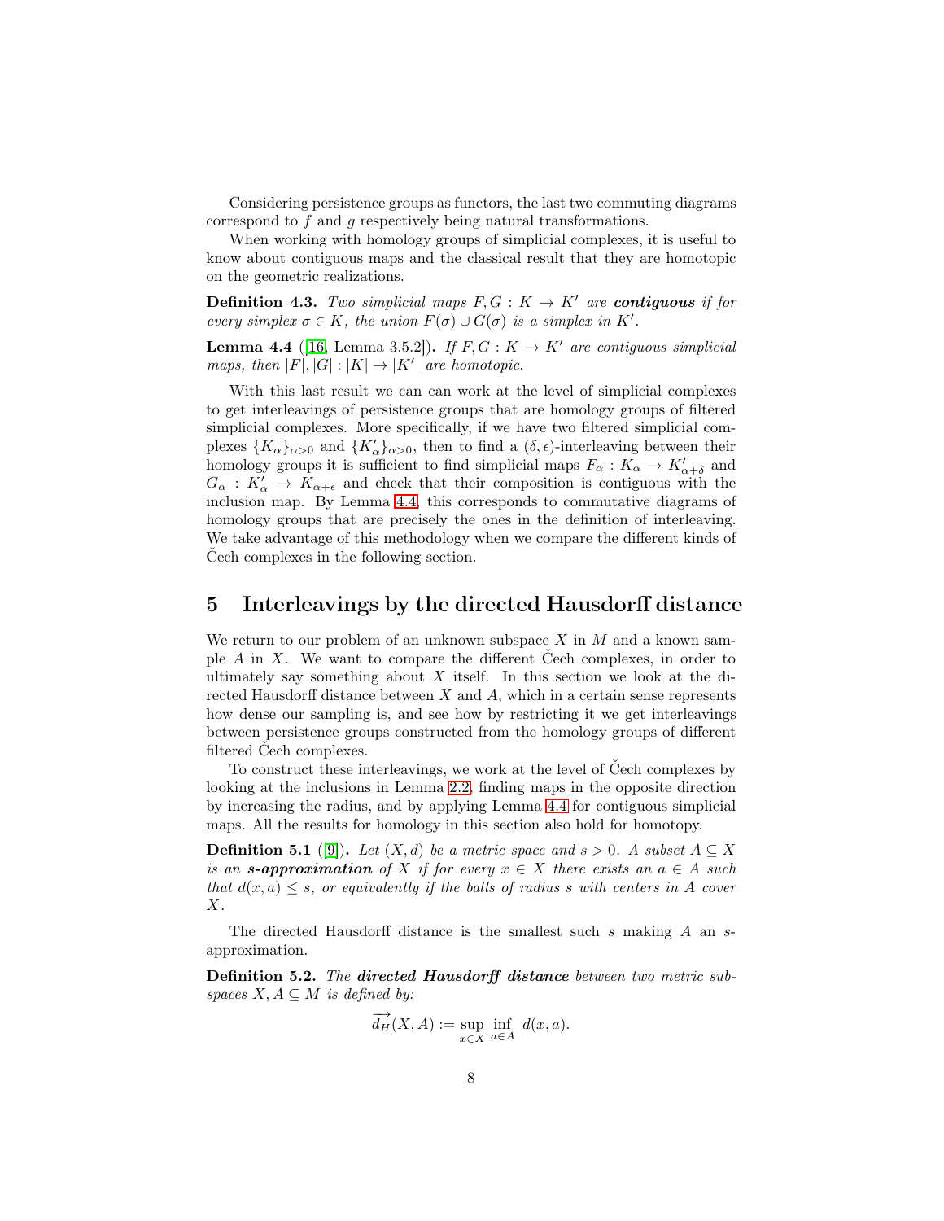Considering persistence groups as functors, the last two commuting diagrams correspond to $f$ and $g$ respectively being natural transformations.

When working with homology groups of simplicial complexes, it is useful to know about contiguous maps and the classical result that they are homotopic on the geometric realizations.

**Definition 4.3.** *Two simplicial maps $F, G : K \to K'$ are **contiguous** if for every simplex $\sigma \in K$, the union $F(\sigma) \cup G(\sigma)$ is a simplex in $K'$.*

**Lemma 4.4** ([16, Lemma 3.5.2])**.** *If $F, G : K \to K'$ are contiguous simplicial maps, then $|F|, |G| : |K| \to |K'|$ are homotopic.*

With this last result we can can work at the level of simplicial complexes to get interleavings of persistence groups that are homology groups of filtered simplicial complexes. More specifically, if we have two filtered simplicial complexes $\{K_\alpha\}_{\alpha>0}$ and $\{K'_\alpha\}_{\alpha>0}$, then to find a $(\delta, \epsilon)$-interleaving between their homology groups it is sufficient to find simplicial maps $F_\alpha : K_\alpha \to K'_{\alpha+\delta}$ and $G_\alpha : K'_\alpha \to K_{\alpha+\epsilon}$ and check that their composition is contiguous with the inclusion map. By Lemma 4.4, this corresponds to commutative diagrams of homology groups that are precisely the ones in the definition of interleaving. We take advantage of this methodology when we compare the different kinds of Čech complexes in the following section.

## 5 Interleavings by the directed Hausdorff distance

We return to our problem of an unknown subspace $X$ in $M$ and a known sample $A$ in $X$. We want to compare the different Čech complexes, in order to ultimately say something about $X$ itself. In this section we look at the directed Hausdorff distance between $X$ and $A$, which in a certain sense represents how dense our sampling is, and see how by restricting it we get interleavings between persistence groups constructed from the homology groups of different filtered Čech complexes.

To construct these interleavings, we work at the level of Čech complexes by looking at the inclusions in Lemma 2.2, finding maps in the opposite direction by increasing the radius, and by applying Lemma 4.4 for contiguous simplicial maps. All the results for homology in this section also hold for homotopy.

**Definition 5.1** ([9])**.** *Let $(X, d)$ be a metric space and $s > 0$. A subset $A \subseteq X$ is an **$s$-approximation** of $X$ if for every $x \in X$ there exists an $a \in A$ such that $d(x, a) \leq s$, or equivalently if the balls of radius $s$ with centers in $A$ cover $X$.*

The directed Hausdorff distance is the smallest such $s$ making $A$ an $s$-approximation.

**Definition 5.2.** *The **directed Hausdorff distance** between two metric subspaces $X, A \subseteq M$ is defined by:*

$$\overrightarrow{d_H}(X, A) := \sup_{x \in X} \inf_{a \in A} d(x, a).$$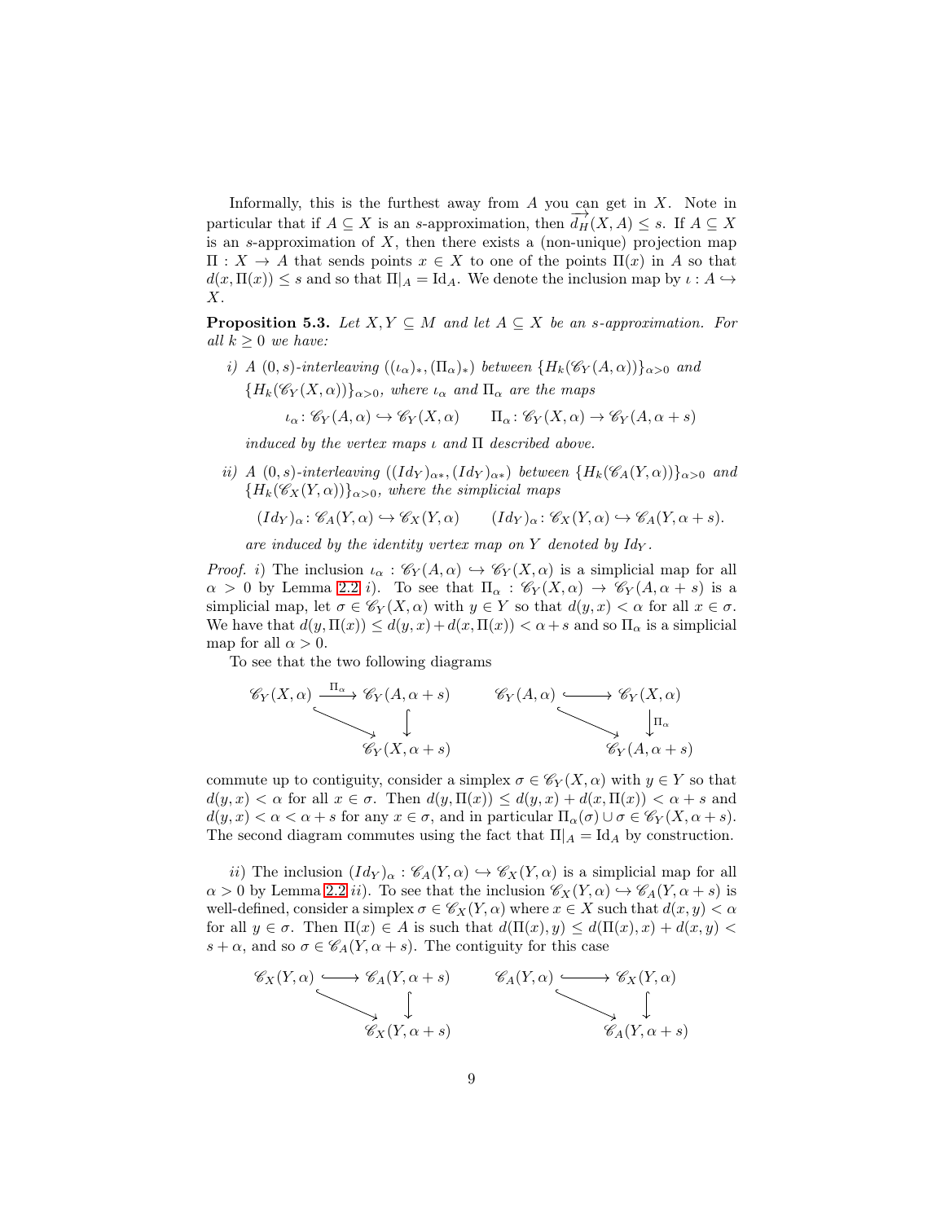Informally, this is the furthest away from $A$ you can get in $X$. Note in particular that if $A \subseteq X$ is an $s$-approximation, then $\overrightarrow{d_H}(X, A) \leq s$. If $A \subseteq X$ is an $s$-approximation of $X$, then there exists a (non-unique) projection map $\Pi : X \to A$ that sends points $x \in X$ to one of the points $\Pi(x)$ in $A$ so that $d(x, \Pi(x)) \leq s$ and so that $\Pi|_A = \mathrm{Id}_A$. We denote the inclusion map by $\iota : A \hookrightarrow X$.

**Proposition 5.3.** *Let $X, Y \subseteq M$ and let $A \subseteq X$ be an $s$-approximation. For all $k \geq 0$ we have:*

*i) A $(0, s)$-interleaving $((\iota_\alpha)_*, (\Pi_\alpha)_*)$ between $\{H_k(\mathscr{C}_Y(A, \alpha))\}_{\alpha>0}$ and $\{H_k(\mathscr{C}_Y(X, \alpha))\}_{\alpha>0}$, where $\iota_\alpha$ and $\Pi_\alpha$ are the maps*

$$\iota_\alpha \colon \mathscr{C}_Y(A, \alpha) \hookrightarrow \mathscr{C}_Y(X, \alpha) \qquad \Pi_\alpha \colon \mathscr{C}_Y(X, \alpha) \to \mathscr{C}_Y(A, \alpha + s)$$

*induced by the vertex maps $\iota$ and $\Pi$ described above.*

*ii) A $(0, s)$-interleaving $((Id_Y)_{\alpha*}, (Id_Y)_{\alpha*})$ between $\{H_k(\mathscr{C}_A(Y, \alpha))\}_{\alpha>0}$ and $\{H_k(\mathscr{C}_X(Y, \alpha))\}_{\alpha>0}$, where the simplicial maps*

$$(Id_Y)_\alpha \colon \mathscr{C}_A(Y, \alpha) \hookrightarrow \mathscr{C}_X(Y, \alpha) \qquad (Id_Y)_\alpha \colon \mathscr{C}_X(Y, \alpha) \hookrightarrow \mathscr{C}_A(Y, \alpha + s).$$

*are induced by the identity vertex map on $Y$ denoted by $Id_Y$.*

*Proof.* *i)* The inclusion $\iota_\alpha : \mathscr{C}_Y(A, \alpha) \hookrightarrow \mathscr{C}_Y(X, \alpha)$ is a simplicial map for all $\alpha > 0$ by Lemma 2.2 *i)*. To see that $\Pi_\alpha : \mathscr{C}_Y(X, \alpha) \to \mathscr{C}_Y(A, \alpha + s)$ is a simplicial map, let $\sigma \in \mathscr{C}_Y(X, \alpha)$ with $y \in Y$ so that $d(y, x) < \alpha$ for all $x \in \sigma$. We have that $d(y, \Pi(x)) \leq d(y, x) + d(x, \Pi(x)) < \alpha + s$ and so $\Pi_\alpha$ is a simplicial map for all $\alpha > 0$.

To see that the two following diagrams

$$\begin{array}{ccc} \mathscr{C}_Y(X, \alpha) & \xrightarrow{\Pi_\alpha} & \mathscr{C}_Y(A, \alpha + s) \\ & \searrow & \downarrow \\ & & \mathscr{C}_Y(X, \alpha + s) \end{array} \qquad \begin{array}{ccc} \mathscr{C}_Y(A, \alpha) & \hookrightarrow & \mathscr{C}_Y(X, \alpha) \\ & \searrow & \downarrow \Pi_\alpha \\ & & \mathscr{C}_Y(A, \alpha + s) \end{array}$$

commute up to contiguity, consider a simplex $\sigma \in \mathscr{C}_Y(X, \alpha)$ with $y \in Y$ so that $d(y, x) < \alpha$ for all $x \in \sigma$. Then $d(y, \Pi(x)) \leq d(y, x) + d(x, \Pi(x)) < \alpha + s$ and $d(y, x) < \alpha < \alpha + s$ for any $x \in \sigma$, and in particular $\Pi_\alpha(\sigma) \cup \sigma \in \mathscr{C}_Y(X, \alpha + s)$. The second diagram commutes using the fact that $\Pi|_A = \mathrm{Id}_A$ by construction.

*ii)* The inclusion $(Id_Y)_\alpha : \mathscr{C}_A(Y, \alpha) \hookrightarrow \mathscr{C}_X(Y, \alpha)$ is a simplicial map for all $\alpha > 0$ by Lemma 2.2 *ii)*. To see that the inclusion $\mathscr{C}_X(Y, \alpha) \hookrightarrow \mathscr{C}_A(Y, \alpha + s)$ is well-defined, consider a simplex $\sigma \in \mathscr{C}_X(Y, \alpha)$ where $x \in X$ such that $d(x, y) < \alpha$ for all $y \in \sigma$. Then $\Pi(x) \in A$ is such that $d(\Pi(x), y) \leq d(\Pi(x), x) + d(x, y) < s + \alpha$, and so $\sigma \in \mathscr{C}_A(Y, \alpha + s)$. The contiguity for this case

$$\begin{array}{ccc} \mathscr{C}_X(Y, \alpha) & \hookrightarrow & \mathscr{C}_A(Y, \alpha + s) \\ & \searrow & \downarrow \\ & & \mathscr{C}_X(Y, \alpha + s) \end{array} \qquad \begin{array}{ccc} \mathscr{C}_A(Y, \alpha) & \hookrightarrow & \mathscr{C}_X(Y, \alpha) \\ & \searrow & \downarrow \\ & & \mathscr{C}_A(Y, \alpha + s) \end{array}$$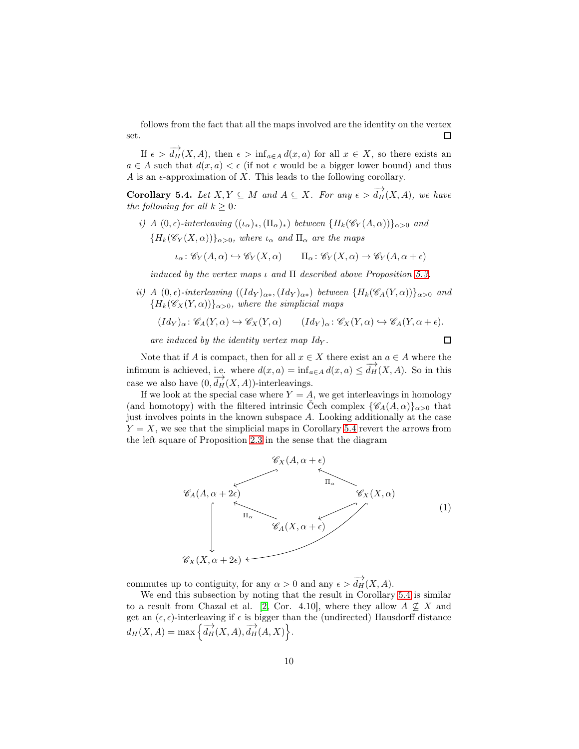follows from the fact that all the maps involved are the identity on the vertex set. ☐

If $\epsilon > \overrightarrow{d_H}(X, A)$, then $\epsilon > \inf_{a \in A} d(x, a)$ for all $x \in X$, so there exists an $a \in A$ such that $d(x, a) < \epsilon$ (if not $\epsilon$ would be a bigger lower bound) and thus $A$ is an $\epsilon$-approximation of $X$. This leads to the following corollary.

**Corollary 5.4.** *Let $X, Y \subseteq M$ and $A \subseteq X$. For any $\epsilon > \overrightarrow{d_H}(X, A)$, we have the following for all $k \geq 0$:*

*i) A $(0, \epsilon)$-interleaving $((\iota_\alpha)_*, (\Pi_\alpha)_*)$ between $\{H_k(\mathscr{C}_Y(A, \alpha))\}_{\alpha>0}$ and $\{H_k(\mathscr{C}_Y(X, \alpha))\}_{\alpha>0}$, where $\iota_\alpha$ and $\Pi_\alpha$ are the maps*

$$\iota_\alpha \colon \mathscr{C}_Y(A, \alpha) \hookrightarrow \mathscr{C}_Y(X, \alpha) \qquad \Pi_\alpha \colon \mathscr{C}_Y(X, \alpha) \to \mathscr{C}_Y(A, \alpha + \epsilon)$$

*induced by the vertex maps $\iota$ and $\Pi$ described above Proposition 5.3.*

*ii) A $(0, \epsilon)$-interleaving $((Id_Y)_{\alpha*}, (Id_Y)_{\alpha*})$ between $\{H_k(\mathscr{C}_A(Y, \alpha))\}_{\alpha>0}$ and $\{H_k(\mathscr{C}_X(Y, \alpha))\}_{\alpha>0}$, where the simplicial maps*

$$(Id_Y)_\alpha \colon \mathscr{C}_A(Y, \alpha) \hookrightarrow \mathscr{C}_X(Y, \alpha) \qquad (Id_Y)_\alpha \colon \mathscr{C}_X(Y, \alpha) \hookrightarrow \mathscr{C}_A(Y, \alpha + \epsilon).$$

*are induced by the identity vertex map $Id_Y$.* ☐

Note that if $A$ is compact, then for all $x \in X$ there exist an $a \in A$ where the infimum is achieved, i.e. where $d(x, a) = \inf_{a \in A} d(x, a) \leq \overrightarrow{d_H}(X, A)$. So in this case we also have $(0, \overrightarrow{d_H}(X, A))$-interleavings.

If we look at the special case where $Y = A$, we get interleavings in homology (and homotopy) with the filtered intrinsic Čech complex $\{\mathscr{C}_A(A, \alpha)\}_{\alpha>0}$ that just involves points in the known subspace $A$. Looking additionally at the case $Y = X$, we see that the simplicial maps in Corollary 5.4 revert the arrows from the left square of Proposition 2.3 in the sense that the diagram

$$\begin{array}{ccccc}
 & & \mathscr{C}_X(A, \alpha + \epsilon) & & \\
 & \swarrow & & \overset{\Pi_\alpha}{\nwarrow} & \\
\mathscr{C}_A(A, \alpha + 2\epsilon) & & & & \mathscr{C}_X(X, \alpha) \\
\big\downarrow & \underset{\Pi_\alpha}{\nwarrow} & & \swarrow & \\
 & & \mathscr{C}_A(X, \alpha + \epsilon) & & \\
\mathscr{C}_X(X, \alpha + 2\epsilon) & & \longleftarrow & & \mathscr{C}_X(X, \alpha)
\end{array} \tag{1}$$

commutes up to contiguity, for any $\alpha > 0$ and any $\epsilon > \overrightarrow{d_H}(X, A)$.

We end this subsection by noting that the result in Corollary 5.4 is similar to a result from Chazal et al. [2, Cor. 4.10], where they allow $A \not\subseteq X$ and get an $(\epsilon, \epsilon)$-interleaving if $\epsilon$ is bigger than the (undirected) Hausdorff distance $d_H(X, A) = \max\left\{\overrightarrow{d_H}(X, A), \overrightarrow{d_H}(A, X)\right\}$.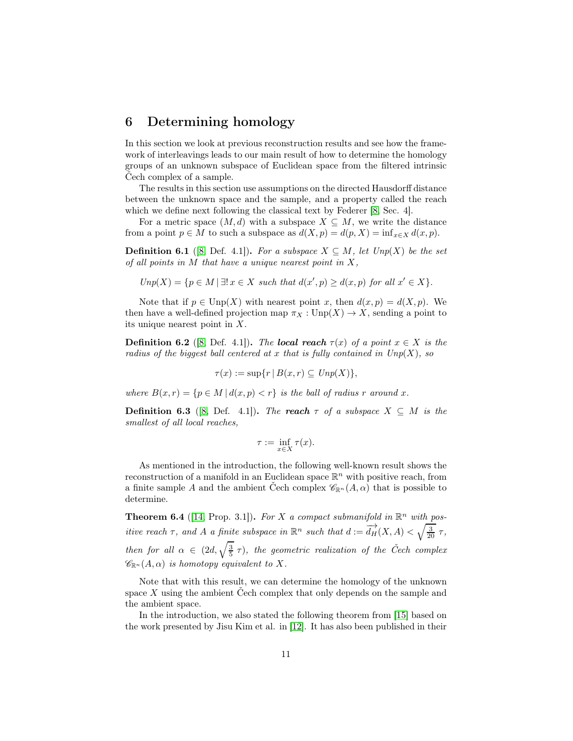# 6 Determining homology

In this section we look at previous reconstruction results and see how the framework of interleavings leads to our main result of how to determine the homology groups of an unknown subspace of Euclidean space from the filtered intrinsic Čech complex of a sample.

The results in this section use assumptions on the directed Hausdorff distance between the unknown space and the sample, and a property called the reach which we define next following the classical text by Federer [8, Sec. 4].

For a metric space $(M, d)$ with a subspace $X \subseteq M$, we write the distance from a point $p \in M$ to such a subspace as $d(X, p) = d(p, X) = \inf_{x \in X} d(x, p)$.

**Definition 6.1** ([8, Def. 4.1])**.** *For a subspace $X \subseteq M$, let $Unp(X)$ be the set of all points in $M$ that have a unique nearest point in $X$,*

$$Unp(X) = \{p \in M \mid \exists!\, x \in X \text{ such that } d(x', p) \geq d(x, p) \text{ for all } x' \in X\}.$$

Note that if $p \in \mathrm{Unp}(X)$ with nearest point $x$, then $d(x, p) = d(X, p)$. We then have a well-defined projection map $\pi_X : \mathrm{Unp}(X) \to X$, sending a point to its unique nearest point in $X$.

**Definition 6.2** ([8, Def. 4.1])**.** *The **local reach** $\tau(x)$ of a point $x \in X$ is the radius of the biggest ball centered at $x$ that is fully contained in $Unp(X)$, so*

$$\tau(x) := \sup\{r \mid B(x, r) \subseteq Unp(X)\},$$

*where $B(x, r) = \{p \in M \mid d(x, p) < r\}$ is the ball of radius $r$ around $x$.*

**Definition 6.3** ([8, Def. 4.1])**.** *The **reach** $\tau$ of a subspace $X \subseteq M$ is the smallest of all local reaches,*

$$\tau := \inf_{x \in X} \tau(x).$$

As mentioned in the introduction, the following well-known result shows the reconstruction of a manifold in an Euclidean space $\mathbb{R}^n$ with positive reach, from a finite sample $A$ and the ambient Čech complex $\mathscr{C}_{\mathbb{R}^n}(A, \alpha)$ that is possible to determine.

**Theorem 6.4** ([14, Prop. 3.1])**.** *For $X$ a compact submanifold in $\mathbb{R}^n$ with positive reach $\tau$, and $A$ a finite subspace in $\mathbb{R}^n$ such that $d := \overrightarrow{d_H}(X, A) < \sqrt{\frac{3}{20}}\,\tau$, then for all $\alpha \in (2d, \sqrt{\frac{3}{5}}\,\tau)$, the geometric realization of the Čech complex $\mathscr{C}_{\mathbb{R}^n}(A, \alpha)$ is homotopy equivalent to $X$.*

Note that with this result, we can determine the homology of the unknown space $X$ using the ambient Čech complex that only depends on the sample and the ambient space.

In the introduction, we also stated the following theorem from [15] based on the work presented by Jisu Kim et al. in [12]. It has also been published in their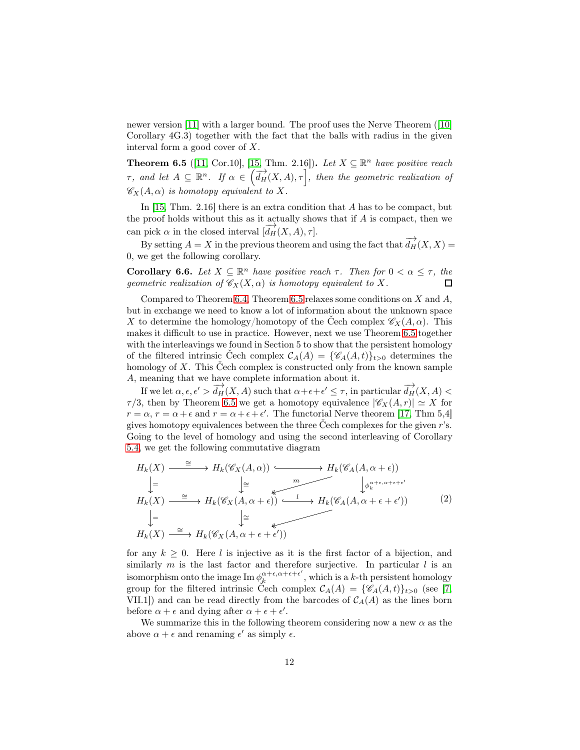newer version [11] with a larger bound. The proof uses the Nerve Theorem ([10] Corollary 4G.3) together with the fact that the balls with radius in the given interval form a good cover of $X$.

**Theorem 6.5** ([11] Cor.10], [15, Thm. 2.16]). *Let $X \subseteq \mathbb{R}^n$ have positive reach $\tau$, and let $A \subseteq \mathbb{R}^n$. If $\alpha \in \left(\overrightarrow{d_H}(X, A), \tau\right]$, then the geometric realization of $\mathscr{C}_X(A, \alpha)$ is homotopy equivalent to $X$.*

In [15, Thm. 2.16] there is an extra condition that $A$ has to be compact, but the proof holds without this as it actually shows that if $A$ is compact, then we can pick $\alpha$ in the closed interval $[\overrightarrow{d_H}(X, A), \tau]$.

By setting $A = X$ in the previous theorem and using the fact that $\overrightarrow{d_H}(X, X) = 0$, we get the following corollary.

**Corollary 6.6.** *Let $X \subseteq \mathbb{R}^n$ have positive reach $\tau$. Then for $0 < \alpha \leq \tau$, the geometric realization of $\mathscr{C}_X(X, \alpha)$ is homotopy equivalent to $X$.* □

Compared to Theorem 6.4, Theorem 6.5 relaxes some conditions on $X$ and $A$, but in exchange we need to know a lot of information about the unknown space $X$ to determine the homology/homotopy of the Čech complex $\mathscr{C}_X(A, \alpha)$. This makes it difficult to use in practice. However, next we use Theorem 6.5 together with the interleavings we found in Section 5 to show that the persistent homology of the filtered intrinsic Čech complex $\mathcal{C}_A(A) = \{\mathscr{C}_A(A, t)\}_{t>0}$ determines the homology of $X$. This Čech complex is constructed only from the known sample $A$, meaning that we have complete information about it.

If we let $\alpha, \epsilon, \epsilon' > \overrightarrow{d_H}(X, A)$ such that $\alpha + \epsilon + \epsilon' \leq \tau$, in particular $\overrightarrow{d_H}(X, A) < \tau/3$, then by Theorem 6.5 we get a homotopy equivalence $|\mathscr{C}_X(A, r)| \simeq X$ for $r = \alpha$, $r = \alpha + \epsilon$ and $r = \alpha + \epsilon + \epsilon'$. The functorial Nerve theorem [17, Thm 5,4] gives homotopy equivalences between the three Čech complexes for the given $r$'s. Going to the level of homology and using the second interleaving of Corollary 5.4, we get the following commutative diagram

$$
\begin{array}{ccccc}
H_k(X) & \xrightarrow{\cong} & H_k(\mathscr{C}_X(A, \alpha)) & \hookleftarrow & H_k(\mathscr{C}_A(A, \alpha + \epsilon)) \\
\downarrow{=} & & \downarrow{\cong} & \swarrow{m} & \downarrow{\phi_k^{\alpha+\epsilon, \alpha+\epsilon+\epsilon'}} \\
H_k(X) & \xrightarrow{\cong} & H_k(\mathscr{C}_X(A, \alpha + \epsilon)) & \xrightarrow{l} & H_k(\mathscr{C}_A(A, \alpha + \epsilon + \epsilon')) \\
\downarrow{=} & & \downarrow{\cong} & \swarrow & \\
H_k(X) & \xrightarrow{\cong} & H_k(\mathscr{C}_X(A, \alpha + \epsilon + \epsilon')) & &
\end{array}
\tag{2}
$$

for any $k \geq 0$. Here $l$ is injective as it is the first factor of a bijection, and similarly $m$ is the last factor and therefore surjective. In particular $l$ is an isomorphism onto the image $\operatorname{Im} \phi_k^{\alpha+\epsilon, \alpha+\epsilon+\epsilon'}$, which is a $k$-th persistent homology group for the filtered intrinsic Čech complex $\mathcal{C}_A(A) = \{\mathscr{C}_A(A, t)\}_{t>0}$ (see [7, VII.1]) and can be read directly from the barcodes of $\mathcal{C}_A(A)$ as the lines born before $\alpha + \epsilon$ and dying after $\alpha + \epsilon + \epsilon'$.

We summarize this in the following theorem considering now a new $\alpha$ as the above $\alpha + \epsilon$ and renaming $\epsilon'$ as simply $\epsilon$.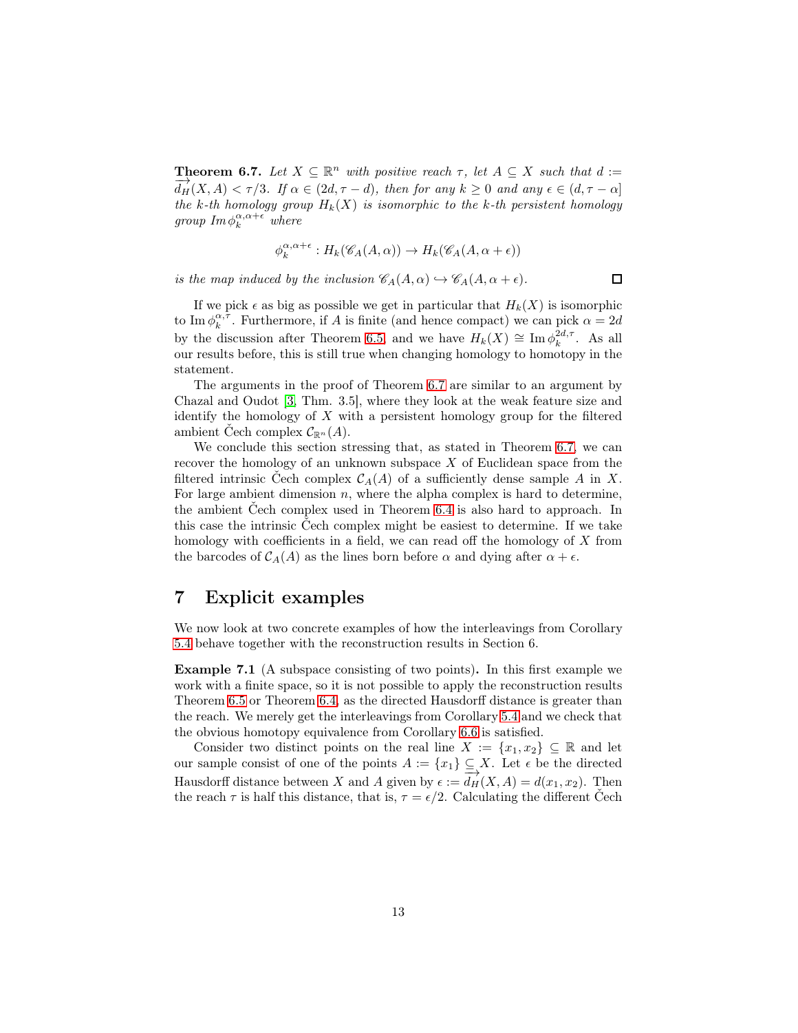**Theorem 6.7.** *Let $X \subseteq \mathbb{R}^n$ with positive reach $\tau$, let $A \subseteq X$ such that $d := \overrightarrow{d_H}(X, A) < \tau/3$. If $\alpha \in (2d, \tau - d)$, then for any $k \geq 0$ and any $\epsilon \in (d, \tau - \alpha]$ the $k$-th homology group $H_k(X)$ is isomorphic to the $k$-th persistent homology group $\operatorname{Im} \phi_k^{\alpha,\alpha+\epsilon}$ where*

$$\phi_k^{\alpha,\alpha+\epsilon} : H_k(\mathscr{C}_A(A, \alpha)) \to H_k(\mathscr{C}_A(A, \alpha + \epsilon))$$

*is the map induced by the inclusion $\mathscr{C}_A(A, \alpha) \hookrightarrow \mathscr{C}_A(A, \alpha + \epsilon)$.* □

If we pick $\epsilon$ as big as possible we get in particular that $H_k(X)$ is isomorphic to $\operatorname{Im} \phi_k^{\alpha,\tau}$. Furthermore, if $A$ is finite (and hence compact) we can pick $\alpha = 2d$ by the discussion after Theorem 6.5 and we have $H_k(X) \cong \operatorname{Im} \phi_k^{2d,\tau}$. As all our results before, this is still true when changing homology to homotopy in the statement.

The arguments in the proof of Theorem 6.7 are similar to an argument by Chazal and Oudot [3, Thm. 3.5], where they look at the weak feature size and identify the homology of $X$ with a persistent homology group for the filtered ambient Čech complex $\mathcal{C}_{\mathbb{R}^n}(A)$.

We conclude this section stressing that, as stated in Theorem 6.7, we can recover the homology of an unknown subspace $X$ of Euclidean space from the filtered intrinsic Čech complex $\mathcal{C}_A(A)$ of a sufficiently dense sample $A$ in $X$. For large ambient dimension $n$, where the alpha complex is hard to determine, the ambient Čech complex used in Theorem 6.4 is also hard to approach. In this case the intrinsic Čech complex might be easiest to determine. If we take homology with coefficients in a field, we can read off the homology of $X$ from the barcodes of $\mathcal{C}_A(A)$ as the lines born before $\alpha$ and dying after $\alpha + \epsilon$.

# 7 Explicit examples

We now look at two concrete examples of how the interleavings from Corollary 5.4 behave together with the reconstruction results in Section 6.

**Example 7.1** (A subspace consisting of two points)**.** In this first example we work with a finite space, so it is not possible to apply the reconstruction results Theorem 6.5 or Theorem 6.4, as the directed Hausdorff distance is greater than the reach. We merely get the interleavings from Corollary 5.4 and we check that the obvious homotopy equivalence from Corollary 6.6 is satisfied.

Consider two distinct points on the real line $X := \{x_1, x_2\} \subseteq \mathbb{R}$ and let our sample consist of one of the points $A := \{x_1\} \subseteq X$. Let $\epsilon$ be the directed Hausdorff distance between $X$ and $A$ given by $\epsilon := \overrightarrow{d_H}(X, A) = d(x_1, x_2)$. Then the reach $\tau$ is half this distance, that is, $\tau = \epsilon/2$. Calculating the different Čech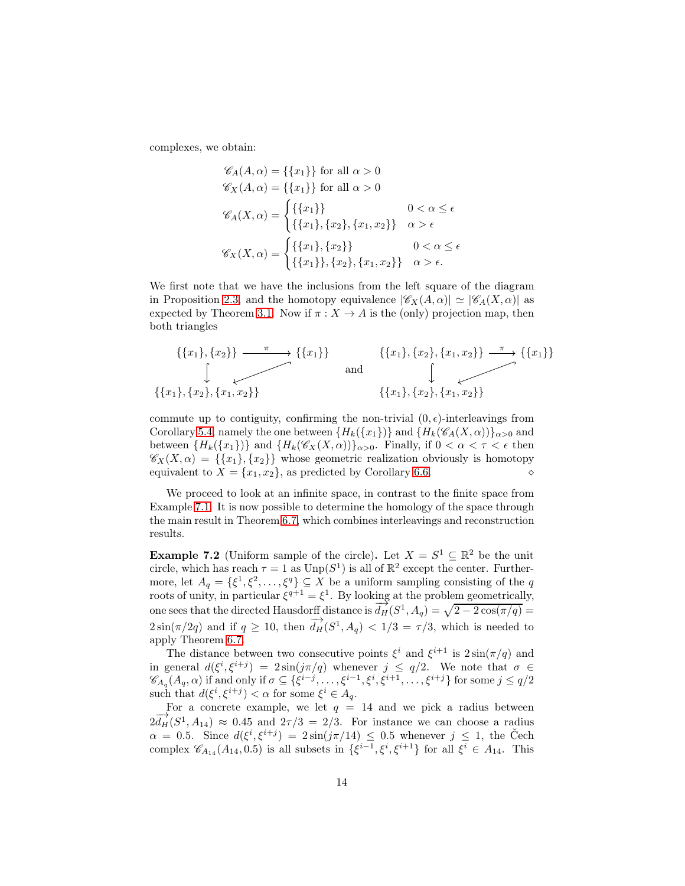complexes, we obtain:

$$
\begin{aligned}
&\mathscr{C}_A(A,\alpha) = \{\{x_1\}\} \text{ for all } \alpha > 0\\
&\mathscr{C}_X(A,\alpha) = \{\{x_1\}\} \text{ for all } \alpha > 0\\
&\mathscr{C}_A(X,\alpha) = \begin{cases} \{\{x_1\}\} & 0 < \alpha \le \epsilon \\ \{\{x_1\},\{x_2\},\{x_1,x_2\}\} & \alpha > \epsilon \end{cases}\\
&\mathscr{C}_X(X,\alpha) = \begin{cases} \{\{x_1\},\{x_2\}\} & 0 < \alpha \le \epsilon \\ \{\{x_1\}\},\{x_2\},\{x_1,x_2\}\} & \alpha > \epsilon. \end{cases}
\end{aligned}
$$

We first note that we have the inclusions from the left square of the diagram in Proposition 2.3, and the homotopy equivalence $|\mathscr{C}_X(A,\alpha)| \simeq |\mathscr{C}_A(X,\alpha)|$ as expected by Theorem 3.1. Now if $\pi : X \to A$ is the (only) projection map, then both triangles

$$
\begin{array}{ccc}
\{\{x_1\},\{x_2\}\} & \xrightarrow{\pi} & \{\{x_1\}\} \\
\downarrow & \swarrow & \\
\{\{x_1\},\{x_2\},\{x_1,x_2\}\} & &
\end{array}
\quad \text{and} \quad
\begin{array}{ccc}
\{\{x_1\},\{x_2\},\{x_1,x_2\}\} & \xrightarrow{\pi} & \{\{x_1\}\} \\
\downarrow & \swarrow & \\
\{\{x_1\},\{x_2\},\{x_1,x_2\}\} & &
\end{array}
$$

commute up to contiguity, confirming the non-trivial $(0,\epsilon)$-interleavings from Corollary 5.4, namely the one between $\{H_k(\{x_1\})\}$ and $\{H_k(\mathscr{C}_A(X,\alpha))\}_{\alpha>0}$ and between $\{H_k(\{x_1\})\}$ and $\{H_k(\mathscr{C}_X(X,\alpha))\}_{\alpha>0}$. Finally, if $0 < \alpha < \tau < \epsilon$ then $\mathscr{C}_X(X,\alpha) = \{\{x_1\},\{x_2\}\}$ whose geometric realization obviously is homotopy equivalent to $X = \{x_1, x_2\}$, as predicted by Corollary 6.6. ⋄

We proceed to look at an infinite space, in contrast to the finite space from Example 7.1. It is now possible to determine the homology of the space through the main result in Theorem 6.7, which combines interleavings and reconstruction results.

**Example 7.2** (Uniform sample of the circle)**.** Let $X = S^1 \subseteq \mathbb{R}^2$ be the unit circle, which has reach $\tau = 1$ as $\mathrm{Unp}(S^1)$ is all of $\mathbb{R}^2$ except the center. Furthermore, let $A_q = \{\xi^1, \xi^2, \ldots, \xi^q\} \subseteq X$ be a uniform sampling consisting of the $q$ roots of unity, in particular $\xi^{q+1} = \xi^1$. By looking at the problem geometrically, one sees that the directed Hausdorff distance is $\overrightarrow{d_H}(S^1, A_q) = \sqrt{2 - 2\cos(\pi/q)} = 2\sin(\pi/2q)$ and if $q \ge 10$, then $\overrightarrow{d_H}(S^1, A_q) < 1/3 = \tau/3$, which is needed to apply Theorem 6.7.

The distance between two consecutive points $\xi^i$ and $\xi^{i+1}$ is $2\sin(\pi/q)$ and in general $d(\xi^i, \xi^{i+j}) = 2\sin(j\pi/q)$ whenever $j \le q/2$. We note that $\sigma \in \mathscr{C}_{A_q}(A_q, \alpha)$ if and only if $\sigma \subseteq \{\xi^{i-j}, \ldots, \xi^{i-1}, \xi^i, \xi^{i+1}, \ldots, \xi^{i+j}\}$ for some $j \le q/2$ such that $d(\xi^i, \xi^{i+j}) < \alpha$ for some $\xi^i \in A_q$.

For a concrete example, we let $q = 14$ and we pick a radius between $2\overrightarrow{d_H}(S^1, A_{14}) \approx 0.45$ and $2\tau/3 = 2/3$. For instance we can choose a radius $\alpha = 0.5$. Since $d(\xi^i, \xi^{i+j}) = 2\sin(j\pi/14) \le 0.5$ whenever $j \le 1$, the Čech complex $\mathscr{C}_{A_{14}}(A_{14}, 0.5)$ is all subsets in $\{\xi^{i-1}, \xi^i, \xi^{i+1}\}$ for all $\xi^i \in A_{14}$. This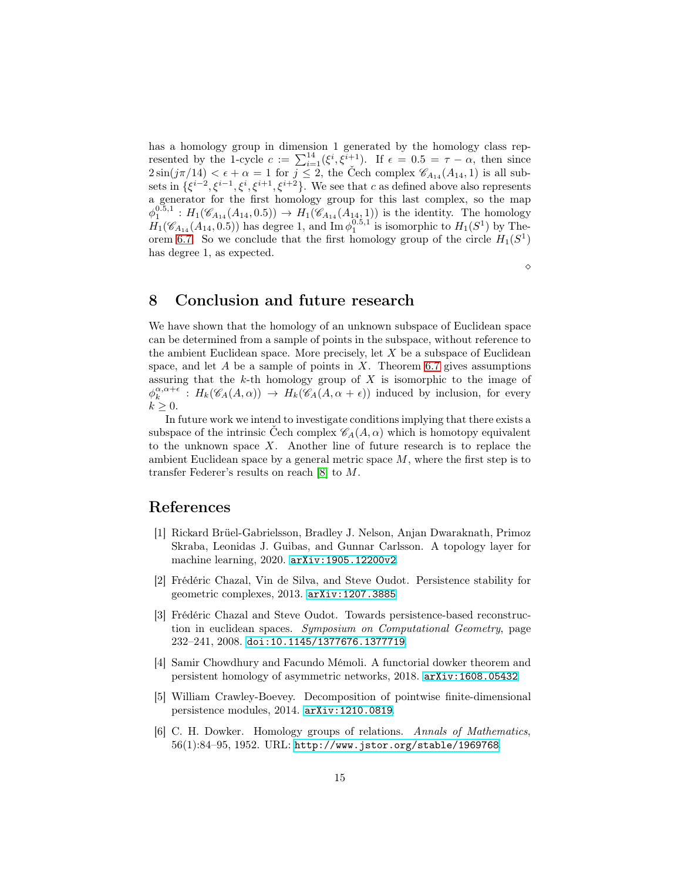has a homology group in dimension 1 generated by the homology class represented by the 1-cycle $c := \sum_{i=1}^{14}(\xi^i, \xi^{i+1})$. If $\epsilon = 0.5 = \tau - \alpha$, then since $2\sin(j\pi/14) < \epsilon + \alpha = 1$ for $j \leq 2$, the Čech complex $\mathscr{C}_{A_{14}}(A_{14}, 1)$ is all subsets in $\{\xi^{i-2}, \xi^{i-1}, \xi^i, \xi^{i+1}, \xi^{i+2}\}$. We see that $c$ as defined above also represents a generator for the first homology group for this last complex, so the map $\phi_1^{0.5,1} : H_1(\mathscr{C}_{A_{14}}(A_{14}, 0.5)) \to H_1(\mathscr{C}_{A_{14}}(A_{14}, 1))$ is the identity. The homology $H_1(\mathscr{C}_{A_{14}}(A_{14}, 0.5))$ has degree 1, and $\operatorname{Im} \phi_1^{0.5,1}$ is isomorphic to $H_1(S^1)$ by Theorem 6.7. So we conclude that the first homology group of the circle $H_1(S^1)$ has degree 1, as expected.

◇

# 8 Conclusion and future research

We have shown that the homology of an unknown subspace of Euclidean space can be determined from a sample of points in the subspace, without reference to the ambient Euclidean space. More precisely, let $X$ be a subspace of Euclidean space, and let $A$ be a sample of points in $X$. Theorem 6.7 gives assumptions assuring that the $k$-th homology group of $X$ is isomorphic to the image of $\phi_k^{\alpha,\alpha+\epsilon} : H_k(\mathscr{C}_A(A, \alpha)) \to H_k(\mathscr{C}_A(A, \alpha + \epsilon))$ induced by inclusion, for every $k \geq 0$.

In future work we intend to investigate conditions implying that there exists a subspace of the intrinsic Čech complex $\mathscr{C}_A(A, \alpha)$ which is homotopy equivalent to the unknown space $X$. Another line of future research is to replace the ambient Euclidean space by a general metric space $M$, where the first step is to transfer Federer's results on reach [8] to $M$.

# References

[1] Rickard Brüel-Gabrielsson, Bradley J. Nelson, Anjan Dwaraknath, Primoz Skraba, Leonidas J. Guibas, and Gunnar Carlsson. A topology layer for machine learning, 2020. arXiv:1905.12200v2.

[2] Frédéric Chazal, Vin de Silva, and Steve Oudot. Persistence stability for geometric complexes, 2013. arXiv:1207.3885.

[3] Frédéric Chazal and Steve Oudot. Towards persistence-based reconstruction in euclidean spaces. *Symposium on Computational Geometry*, page 232–241, 2008. doi:10.1145/1377676.1377719.

[4] Samir Chowdhury and Facundo Mémoli. A functorial dowker theorem and persistent homology of asymmetric networks, 2018. arXiv:1608.05432.

[5] William Crawley-Boevey. Decomposition of pointwise finite-dimensional persistence modules, 2014. arXiv:1210.0819.

[6] C. H. Dowker. Homology groups of relations. *Annals of Mathematics*, 56(1):84–95, 1952. URL: http://www.jstor.org/stable/1969768.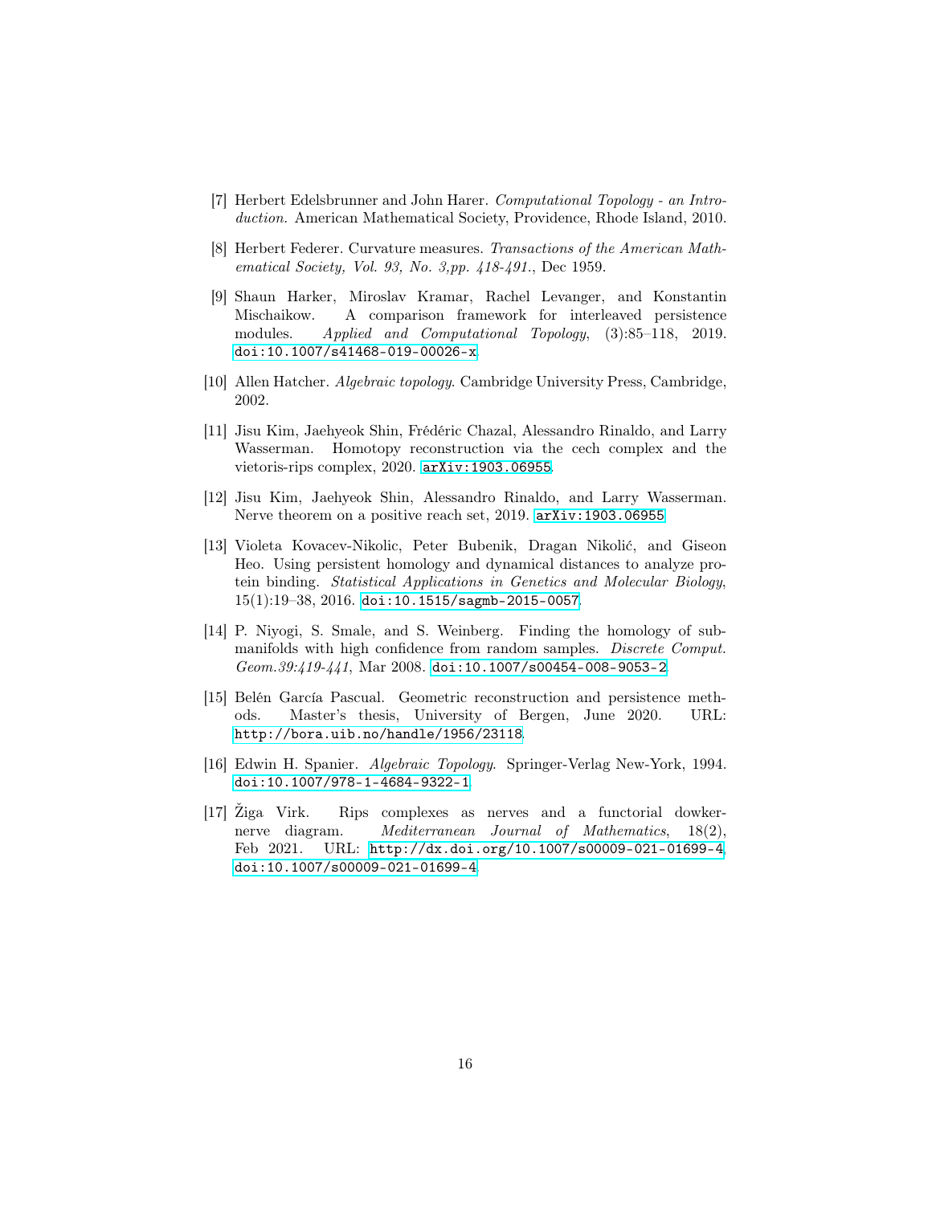[7] Herbert Edelsbrunner and John Harer. *Computational Topology - an Introduction*. American Mathematical Society, Providence, Rhode Island, 2010.

[8] Herbert Federer. Curvature measures. *Transactions of the American Mathematical Society, Vol. 93, No. 3,pp. 418-491.*, Dec 1959.

[9] Shaun Harker, Miroslav Kramar, Rachel Levanger, and Konstantin Mischaikow. A comparison framework for interleaved persistence modules. *Applied and Computational Topology*, (3):85–118, 2019. doi:10.1007/s41468-019-00026-x.

[10] Allen Hatcher. *Algebraic topology*. Cambridge University Press, Cambridge, 2002.

[11] Jisu Kim, Jaehyeok Shin, Frédéric Chazal, Alessandro Rinaldo, and Larry Wasserman. Homotopy reconstruction via the cech complex and the vietoris-rips complex, 2020. arXiv:1903.06955.

[12] Jisu Kim, Jaehyeok Shin, Alessandro Rinaldo, and Larry Wasserman. Nerve theorem on a positive reach set, 2019. arXiv:1903.06955.

[13] Violeta Kovacev-Nikolic, Peter Bubenik, Dragan Nikolić, and Giseon Heo. Using persistent homology and dynamical distances to analyze protein binding. *Statistical Applications in Genetics and Molecular Biology*, 15(1):19–38, 2016. doi:10.1515/sagmb-2015-0057.

[14] P. Niyogi, S. Smale, and S. Weinberg. Finding the homology of submanifolds with high confidence from random samples. *Discrete Comput. Geom.39:419-441*, Mar 2008. doi:10.1007/s00454-008-9053-2.

[15] Belén García Pascual. Geometric reconstruction and persistence methods. Master's thesis, University of Bergen, June 2020. URL: http://bora.uib.no/handle/1956/23118.

[16] Edwin H. Spanier. *Algebraic Topology*. Springer-Verlag New-York, 1994. doi:10.1007/978-1-4684-9322-1.

[17] Žiga Virk. Rips complexes as nerves and a functorial dowker-nerve diagram. *Mediterranean Journal of Mathematics*, 18(2), Feb 2021. URL: http://dx.doi.org/10.1007/s00009-021-01699-4, doi:10.1007/s00009-021-01699-4.